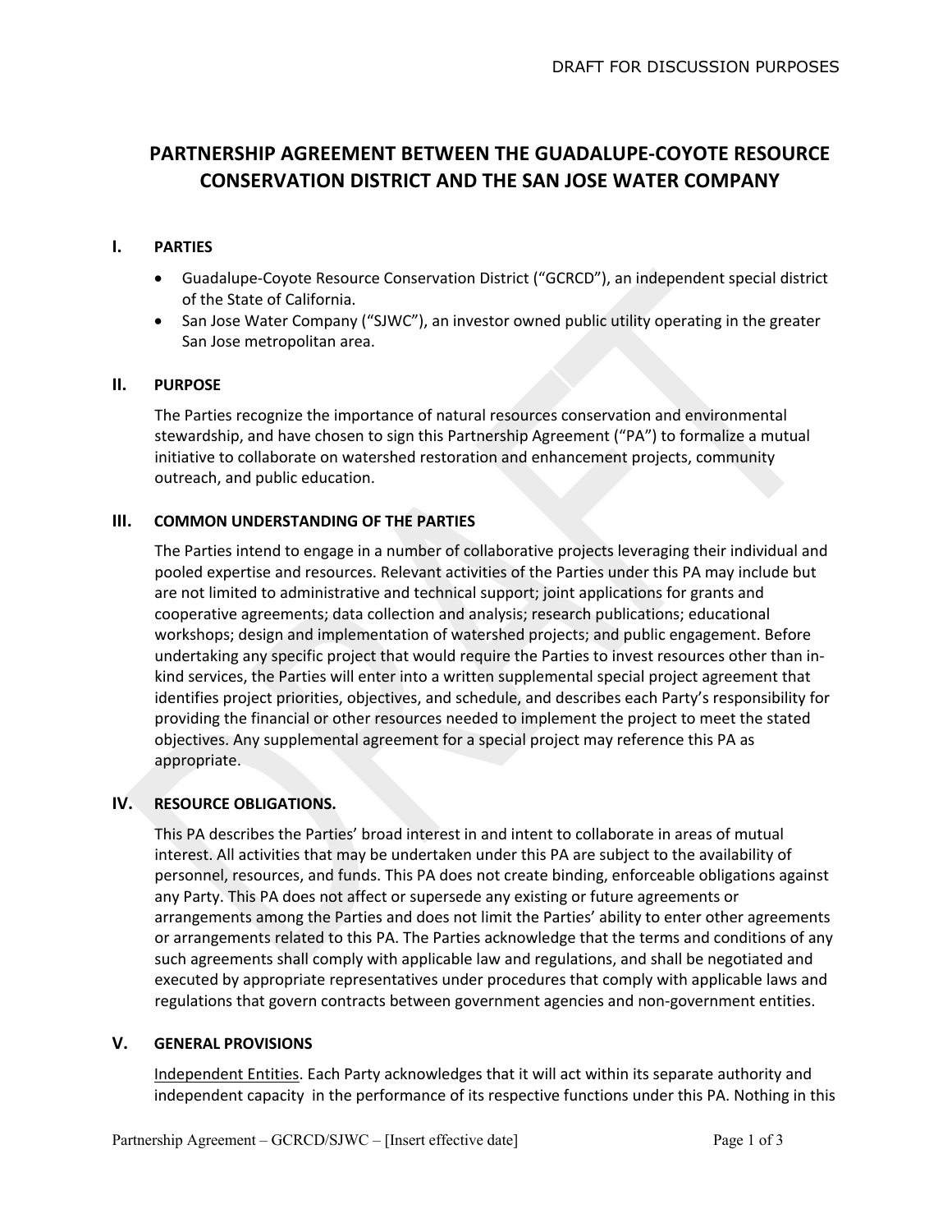DRAFT FOR DISCUSSION PURPOSES

# PARTNERSHIP AGREEMENT BETWEEN THE GUADALUPE-COYOTE RESOURCE CONSERVATION DISTRICT AND THE SAN JOSE WATER COMPANY

## I. PARTIES

- Guadalupe-Coyote Resource Conservation District ("GCRCD"), an independent special district of the State of California.
- San Jose Water Company ("SJWC"), an investor owned public utility operating in the greater San Jose metropolitan area.

## II. PURPOSE

The Parties recognize the importance of natural resources conservation and environmental stewardship, and have chosen to sign this Partnership Agreement ("PA") to formalize a mutual initiative to collaborate on watershed restoration and enhancement projects, community outreach, and public education.

## III. COMMON UNDERSTANDING OF THE PARTIES

The Parties intend to engage in a number of collaborative projects leveraging their individual and pooled expertise and resources. Relevant activities of the Parties under this PA may include but are not limited to administrative and technical support; joint applications for grants and cooperative agreements; data collection and analysis; research publications; educational workshops; design and implementation of watershed projects; and public engagement. Before undertaking any specific project that would require the Parties to invest resources other than in-kind services, the Parties will enter into a written supplemental special project agreement that identifies project priorities, objectives, and schedule, and describes each Party's responsibility for providing the financial or other resources needed to implement the project to meet the stated objectives. Any supplemental agreement for a special project may reference this PA as appropriate.

## IV. RESOURCE OBLIGATIONS.

This PA describes the Parties' broad interest in and intent to collaborate in areas of mutual interest. All activities that may be undertaken under this PA are subject to the availability of personnel, resources, and funds. This PA does not create binding, enforceable obligations against any Party. This PA does not affect or supersede any existing or future agreements or arrangements among the Parties and does not limit the Parties' ability to enter other agreements or arrangements related to this PA. The Parties acknowledge that the terms and conditions of any such agreements shall comply with applicable law and regulations, and shall be negotiated and executed by appropriate representatives under procedures that comply with applicable laws and regulations that govern contracts between government agencies and non-government entities.

## V. GENERAL PROVISIONS

Independent Entities. Each Party acknowledges that it will act within its separate authority and independent capacity in the performance of its respective functions under this PA. Nothing in this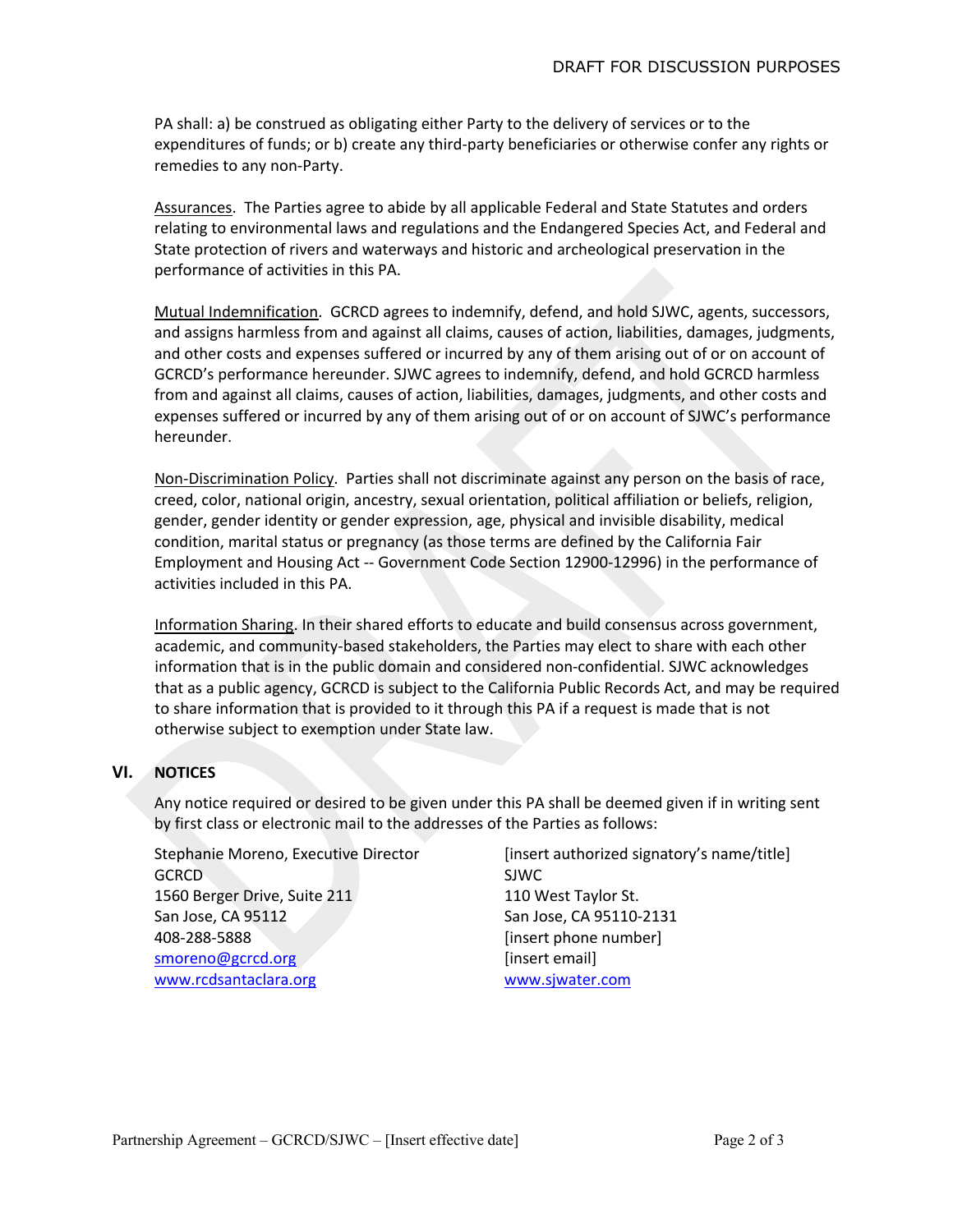PA shall: a) be construed as obligating either Party to the delivery of services or to the expenditures of funds; or b) create any third-party beneficiaries or otherwise confer any rights or remedies to any non-Party.

Assurances. The Parties agree to abide by all applicable Federal and State Statutes and orders relating to environmental laws and regulations and the Endangered Species Act, and Federal and State protection of rivers and waterways and historic and archeological preservation in the performance of activities in this PA.

Mutual Indemnification. GCRCD agrees to indemnify, defend, and hold SJWC, agents, successors, and assigns harmless from and against all claims, causes of action, liabilities, damages, judgments, and other costs and expenses suffered or incurred by any of them arising out of or on account of GCRCD's performance hereunder. SJWC agrees to indemnify, defend, and hold GCRCD harmless from and against all claims, causes of action, liabilities, damages, judgments, and other costs and expenses suffered or incurred by any of them arising out of or on account of SJWC's performance hereunder.

Non-Discrimination Policy. Parties shall not discriminate against any person on the basis of race, creed, color, national origin, ancestry, sexual orientation, political affiliation or beliefs, religion, gender, gender identity or gender expression, age, physical and invisible disability, medical condition, marital status or pregnancy (as those terms are defined by the California Fair Employment and Housing Act -- Government Code Section 12900-12996) in the performance of activities included in this PA.

Information Sharing. In their shared efforts to educate and build consensus across government, academic, and community-based stakeholders, the Parties may elect to share with each other information that is in the public domain and considered non-confidential. SJWC acknowledges that as a public agency, GCRCD is subject to the California Public Records Act, and may be required to share information that is provided to it through this PA if a request is made that is not otherwise subject to exemption under State law.

## VI. NOTICES

Any notice required or desired to be given under this PA shall be deemed given if in writing sent by first class or electronic mail to the addresses of the Parties as follows:

Stephanie Moreno, Executive Director
GCRCD
1560 Berger Drive, Suite 211
San Jose, CA 95112
408-288-5888
smoreno@gcrcd.org
www.rcdsantaclara.org

[insert authorized signatory's name/title]
SJWC
110 West Taylor St.
San Jose, CA 95110-2131
[insert phone number]
[insert email]
www.sjwater.com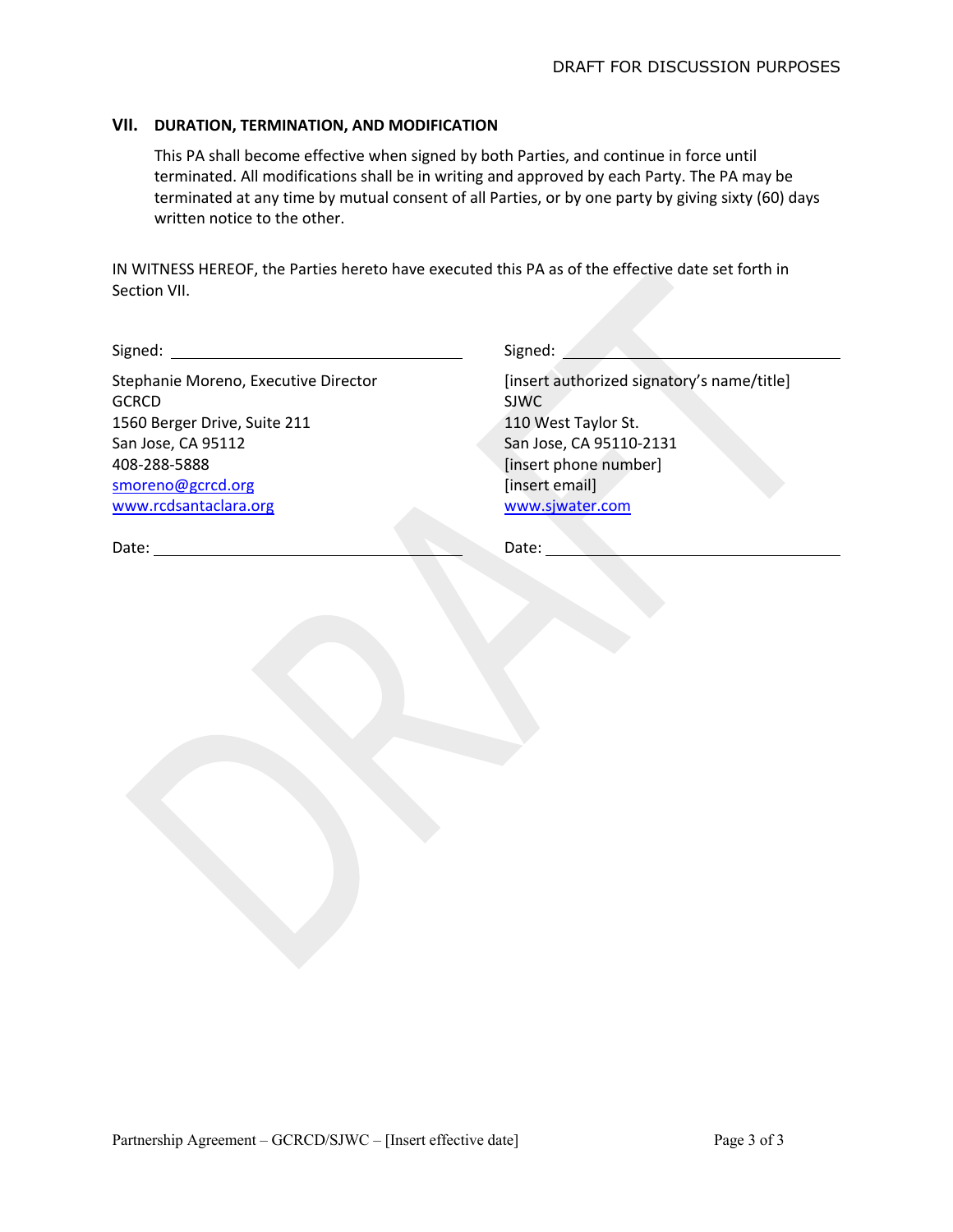## VII. DURATION, TERMINATION, AND MODIFICATION

This PA shall become effective when signed by both Parties, and continue in force until terminated. All modifications shall be in writing and approved by each Party. The PA may be terminated at any time by mutual consent of all Parties, or by one party by giving sixty (60) days written notice to the other.

IN WITNESS HEREOF, the Parties hereto have executed this PA as of the effective date set forth in Section VII.

Signed: ______________________________

Stephanie Moreno, Executive Director
GCRCD
1560 Berger Drive, Suite 211
San Jose, CA 95112
408-288-5888
smoreno@gcrcd.org
www.rcdsantaclara.org

Date: ______________________________

Signed: ______________________________

[insert authorized signatory's name/title]
SJWC
110 West Taylor St.
San Jose, CA 95110-2131
[insert phone number]
[insert email]
www.sjwater.com

Date: ______________________________